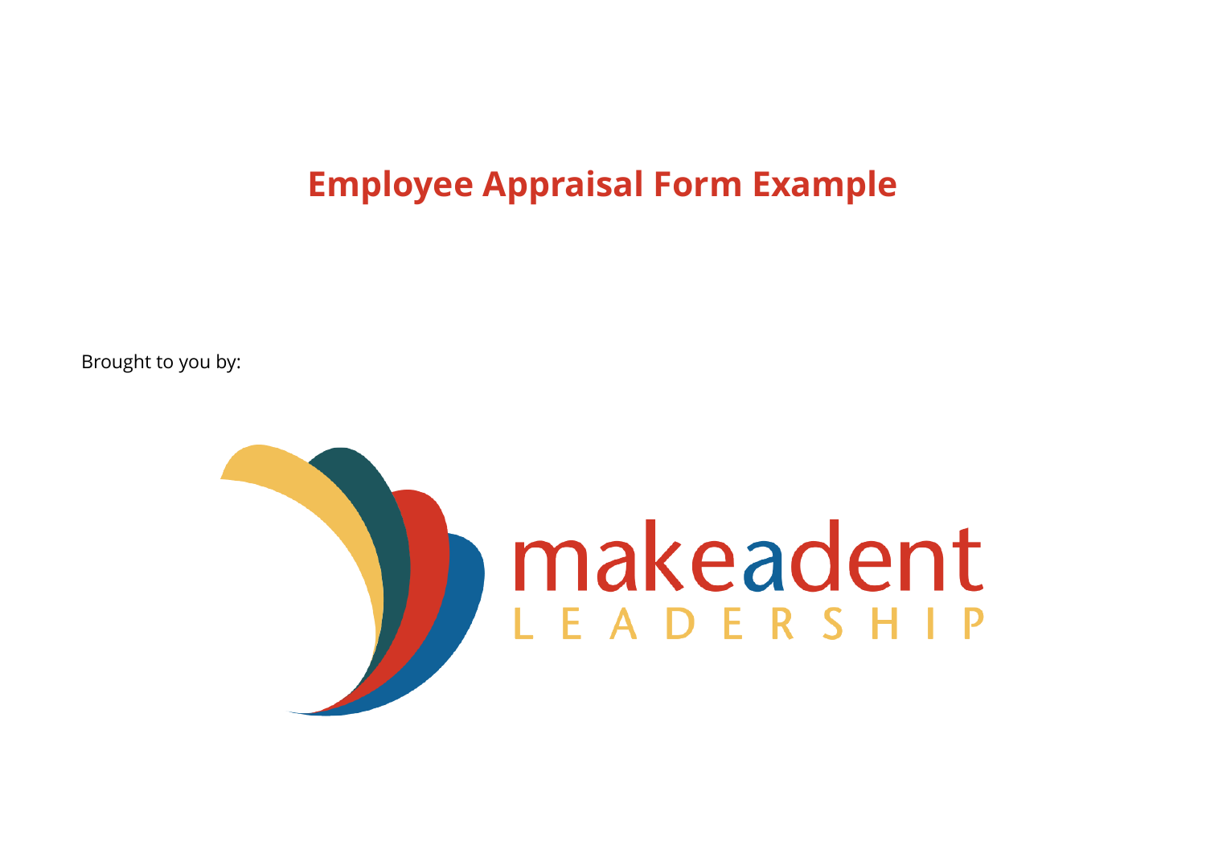# Employee Appraisal Form Example

Brought to you by:

makeadent
LEADERSHIP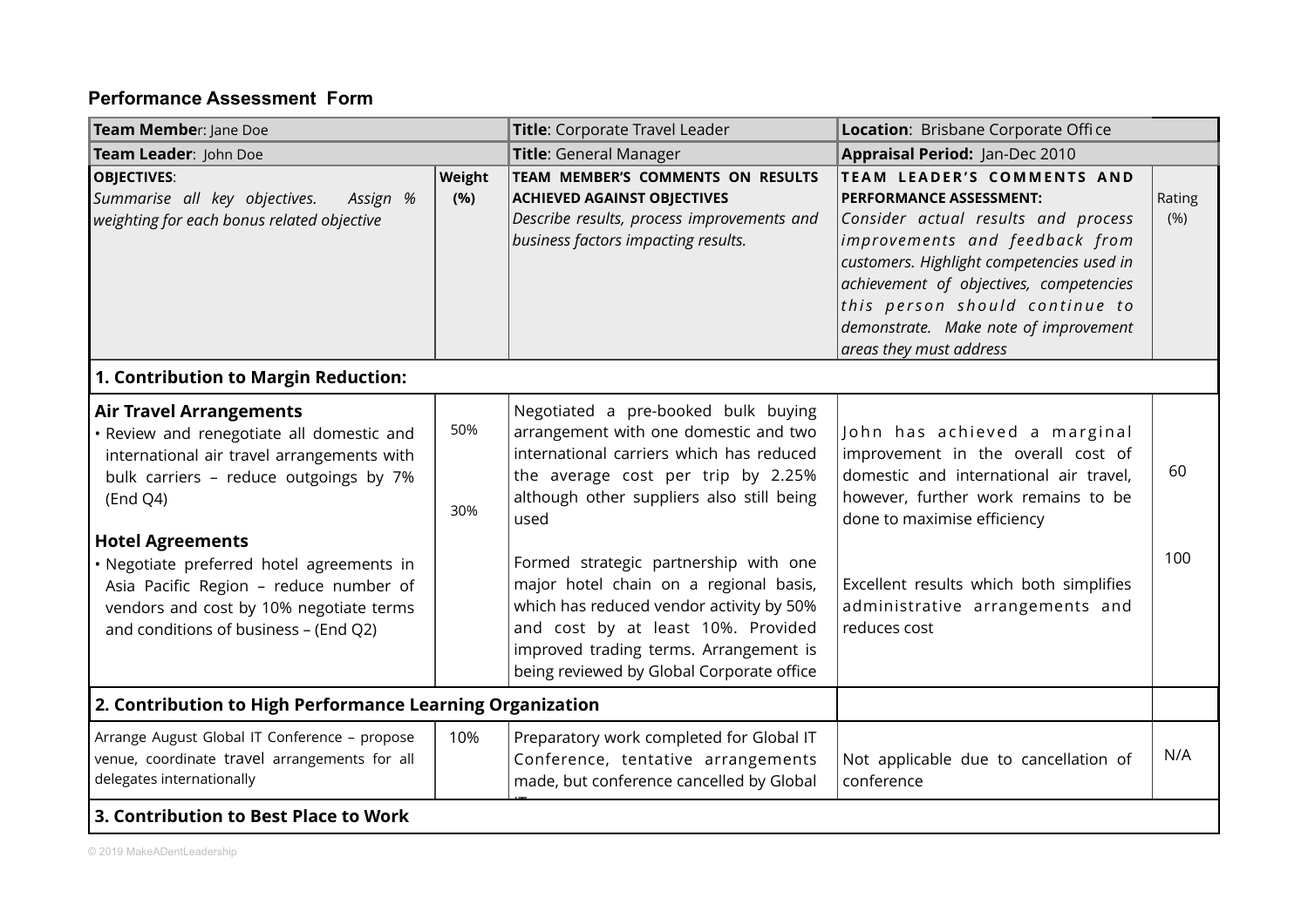**Performance Assessment Form**

| Team Member: Jane Doe | | Title: Corporate Travel Leader | Location: Brisbane Corporate Office | |
|---|---|---|---|---|
| **Team Leader**: John Doe | | **Title**: General Manager | **Appraisal Period:** Jan-Dec 2010 | |
| **OBJECTIVES**:<br>*Summarise all key objectives. Assign % weighting for each bonus related objective* | **Weight (%)** | **TEAM MEMBER'S COMMENTS ON RESULTS ACHIEVED AGAINST OBJECTIVES**<br>*Describe results, process improvements and business factors impacting results.* | **TEAM LEADER'S COMMENTS AND PERFORMANCE ASSESSMENT:**<br>*Consider actual results and process improvements and feedback from customers. Highlight competencies used in achievement of objectives, competencies this person should continue to demonstrate. Make note of improvement areas they must address* | Rating (%) |
| **1. Contribution to Margin Reduction:** | | | | |
| **Air Travel Arrangements**<br>• Review and renegotiate all domestic and international air travel arrangements with bulk carriers – reduce outgoings by 7% (End Q4) | 50% | Negotiated a pre-booked bulk buying arrangement with one domestic and two international carriers which has reduced the average cost per trip by 2.25% although other suppliers also still being used | John has achieved a marginal improvement in the overall cost of domestic and international air travel, however, further work remains to be done to maximise efficiency | 60 |
| **Hotel Agreements**<br>• Negotiate preferred hotel agreements in Asia Pacific Region – reduce number of vendors and cost by 10% negotiate terms and conditions of business – (End Q2) | 30% | Formed strategic partnership with one major hotel chain on a regional basis, which has reduced vendor activity by 50% and cost by at least 10%. Provided improved trading terms. Arrangement is being reviewed by Global Corporate office | Excellent results which both simplifies administrative arrangements and reduces cost | 100 |
| **2. Contribution to High Performance Learning Organization** | | | | |
| Arrange August Global IT Conference – propose venue, coordinate travel arrangements for all delegates internationally | 10% | Preparatory work completed for Global IT Conference, tentative arrangements made, but conference cancelled by Global IT | Not applicable due to cancellation of conference | N/A |
| **3. Contribution to Best Place to Work** | | | | |

© 2019 MakeADentLeadership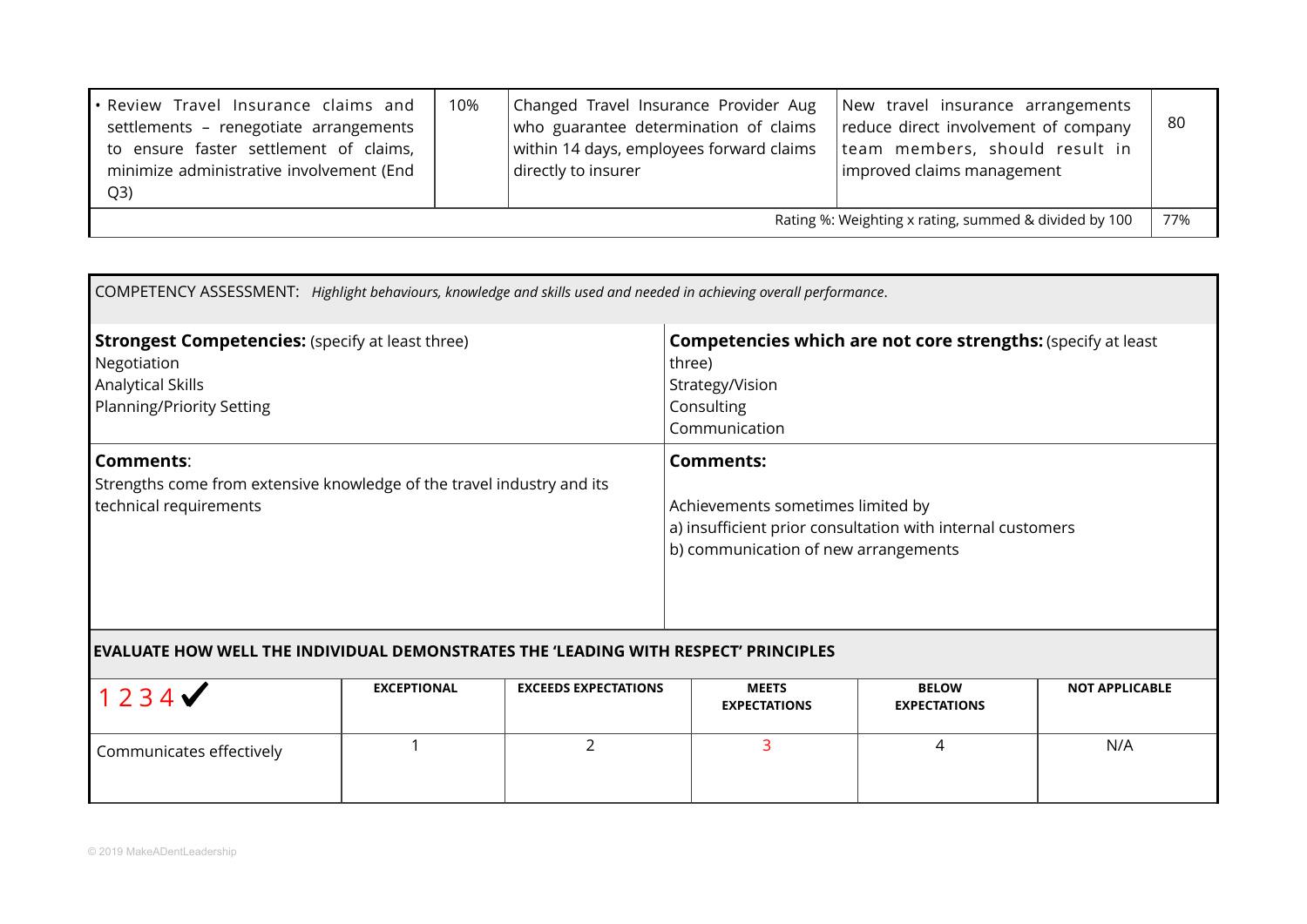| | | | | |
|---|---|---|---|---|
| • Review Travel Insurance claims and settlements – renegotiate arrangements to ensure faster settlement of claims, minimize administrative involvement (End Q3) | 10% | Changed Travel Insurance Provider Aug who guarantee determination of claims within 14 days, employees forward claims directly to insurer | New travel insurance arrangements reduce direct involvement of company team members, should result in improved claims management | 80 |
| | | | Rating %: Weighting x rating, summed & divided by 100 | 77% |

COMPETENCY ASSESSMENT: *Highlight behaviours, knowledge and skills used and needed in achieving overall performance.*

| **Strongest Competencies:** (specify at least three) | **Competencies which are not core strengths:** (specify at least three) |
|---|---|
| Negotiation<br>Analytical Skills<br>Planning/Priority Setting | Strategy/Vision<br>Consulting<br>Communication |
| **Comments**:<br>Strengths come from extensive knowledge of the travel industry and its technical requirements | **Comments:**<br>Achievements sometimes limited by<br>a) insufficient prior consultation with internal customers<br>b) communication of new arrangements |

**EVALUATE HOW WELL THE INDIVIDUAL DEMONSTRATES THE 'LEADING WITH RESPECT' PRINCIPLES**

| 1 2 3 4 ✔ | EXCEPTIONAL | EXCEEDS EXPECTATIONS | MEETS EXPECTATIONS | BELOW EXPECTATIONS | NOT APPLICABLE |
|---|---|---|---|---|---|
| Communicates effectively | 1 | 2 | 3 | 4 | N/A |

© 2019 MakeADentLeadership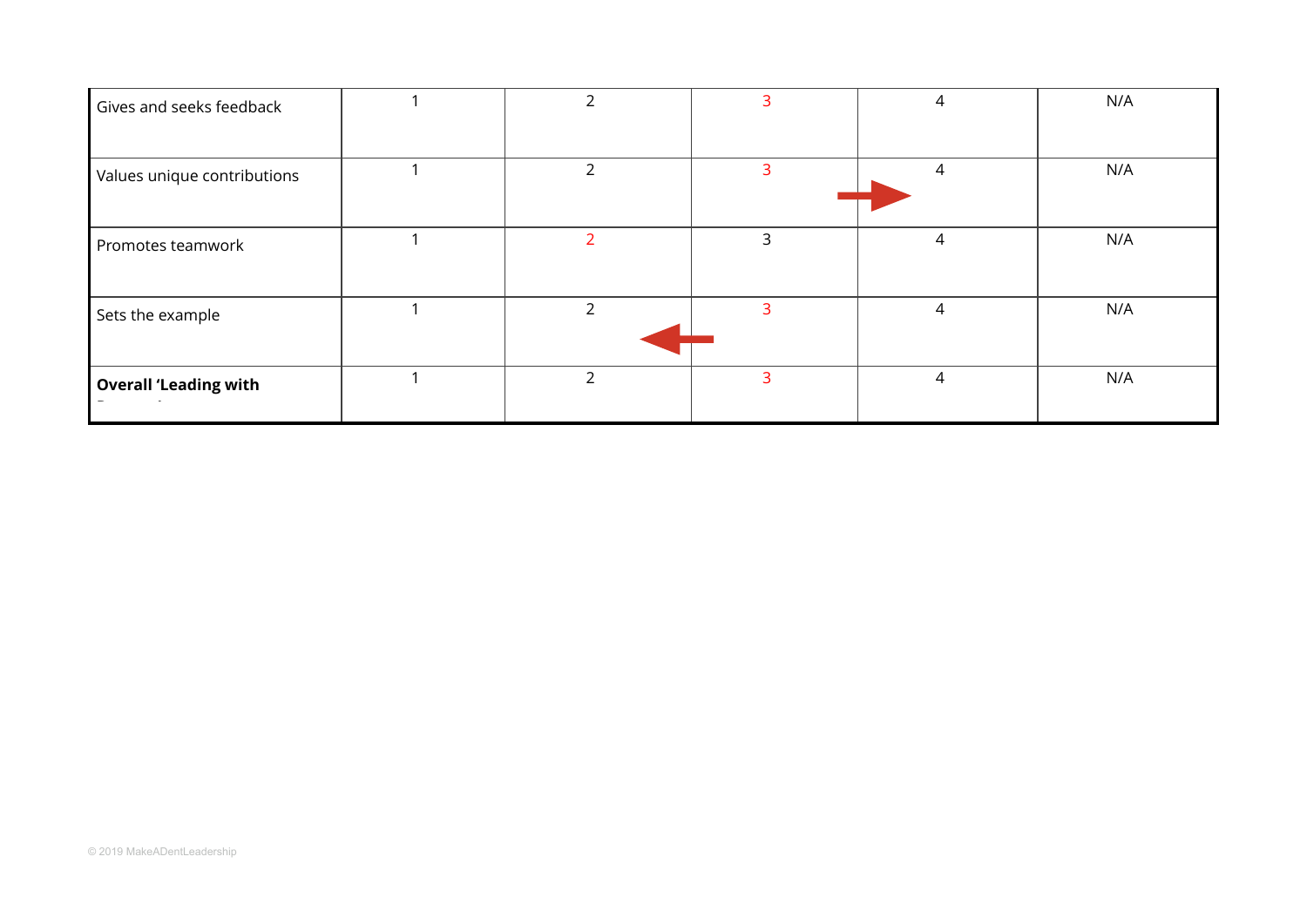| | | | | | |
|---|---|---|---|---|---|
| Gives and seeks feedback | 1 | 2 | 3 | 4 | N/A |
| Values unique contributions | 1 | 2 | 3 | 4 | N/A |
| Promotes teamwork | 1 | 2 | 3 | 4 | N/A |
| Sets the example | 1 | 2 | 3 | 4 | N/A |
| **Overall 'Leading with** | 1 | 2 | 3 | 4 | N/A |

© 2019 MakeADentLeadership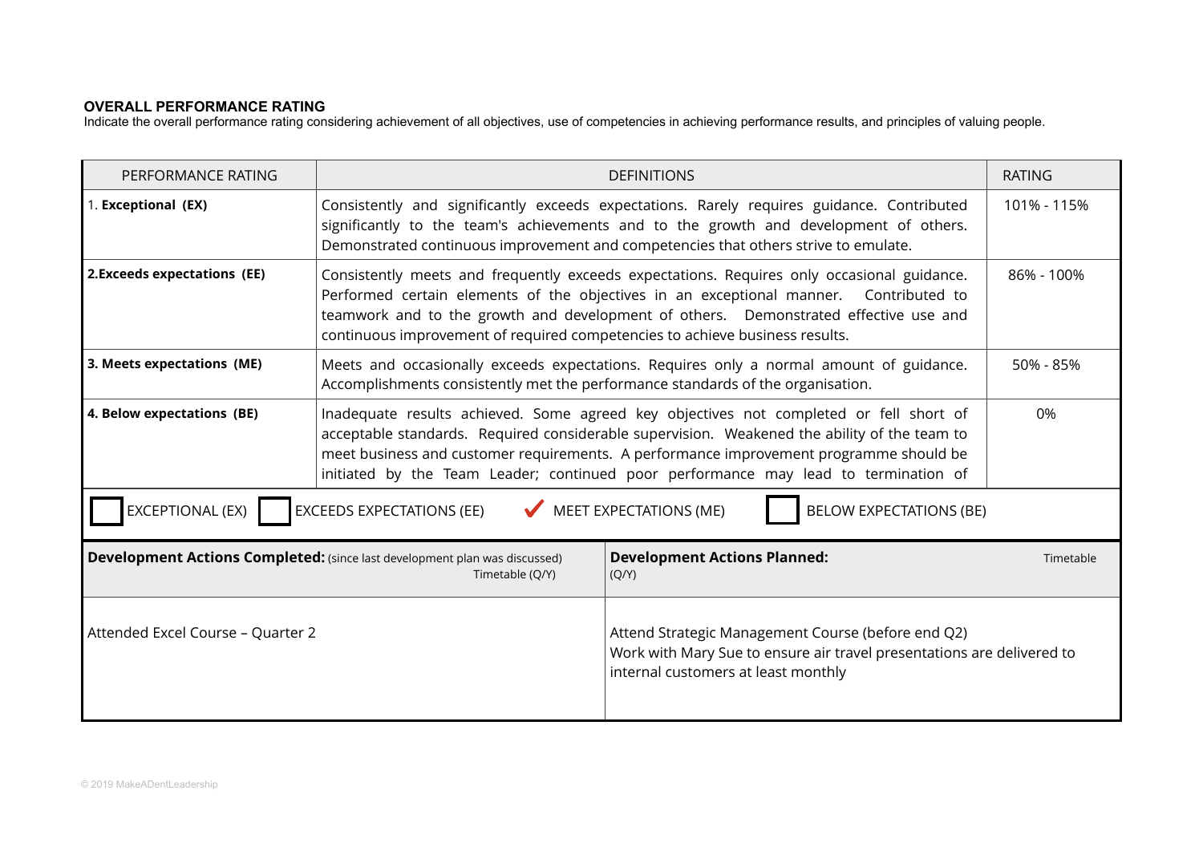**OVERALL PERFORMANCE RATING**

Indicate the overall performance rating considering achievement of all objectives, use of competencies in achieving performance results, and principles of valuing people.

| PERFORMANCE RATING | DEFINITIONS | RATING |
|---|---|---|
| 1. **Exceptional (EX)** | Consistently and significantly exceeds expectations. Rarely requires guidance. Contributed significantly to the team's achievements and to the growth and development of others. Demonstrated continuous improvement and competencies that others strive to emulate. | 101% - 115% |
| **2.Exceeds expectations (EE)** | Consistently meets and frequently exceeds expectations. Requires only occasional guidance. Performed certain elements of the objectives in an exceptional manner. Contributed to teamwork and to the growth and development of others. Demonstrated effective use and continuous improvement of required competencies to achieve business results. | 86% - 100% |
| **3. Meets expectations (ME)** | Meets and occasionally exceeds expectations. Requires only a normal amount of guidance. Accomplishments consistently met the performance standards of the organisation. | 50% - 85% |
| **4. Below expectations (BE)** | Inadequate results achieved. Some agreed key objectives not completed or fell short of acceptable standards. Required considerable supervision. Weakened the ability of the team to meet business and customer requirements. A performance improvement programme should be initiated by the Team Leader; continued poor performance may lead to termination of | 0% |

☐ EXCEPTIONAL (EX) ☐ EXCEEDS EXPECTATIONS (EE) ✔ MEET EXPECTATIONS (ME) ☐ BELOW EXPECTATIONS (BE)

| **Development Actions Completed:** (since last development plan was discussed) Timetable (Q/Y) | **Development Actions Planned:** Timetable (Q/Y) |
|---|---|
| Attended Excel Course – Quarter 2 | Attend Strategic Management Course (before end Q2)<br>Work with Mary Sue to ensure air travel presentations are delivered to internal customers at least monthly |

© 2019 MakeADentLeadership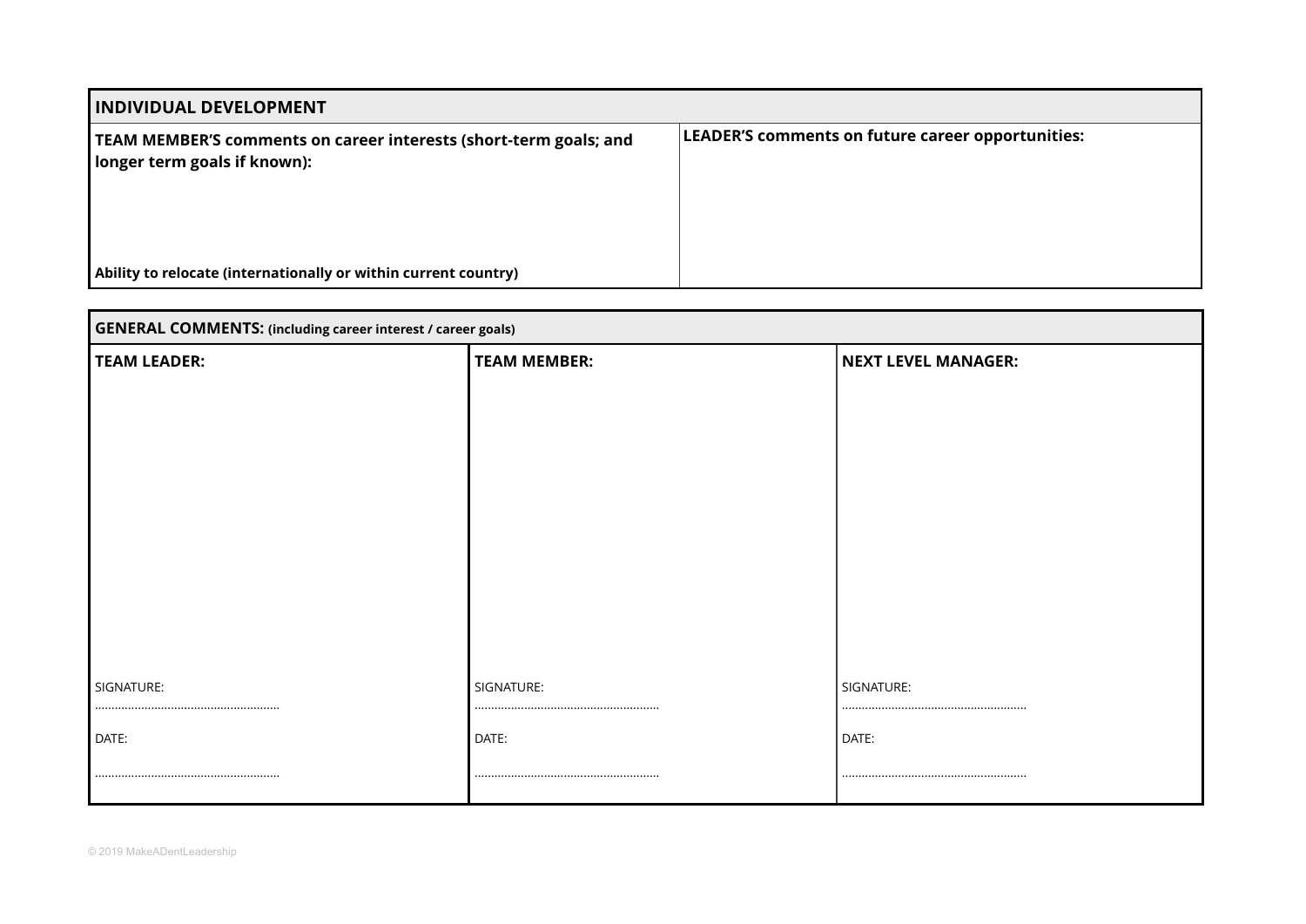| INDIVIDUAL DEVELOPMENT | |
|---|---|
| **TEAM MEMBER'S comments on career interests (short-term goals; and longer term goals if known):**<br><br><br><br>**Ability to relocate (internationally or within current country)** | **LEADER'S comments on future career opportunities:** |

| GENERAL COMMENTS: (including career interest / career goals) | | |
|---|---|---|
| **TEAM LEADER:**<br><br><br><br>SIGNATURE:<br>........................................................<br>DATE:<br>........................................................ | **TEAM MEMBER:**<br><br><br><br>SIGNATURE:<br>........................................................<br>DATE:<br>........................................................ | **NEXT LEVEL MANAGER:**<br><br><br><br>SIGNATURE:<br>........................................................<br>DATE:<br>........................................................ |

© 2019 MakeADentLeadership